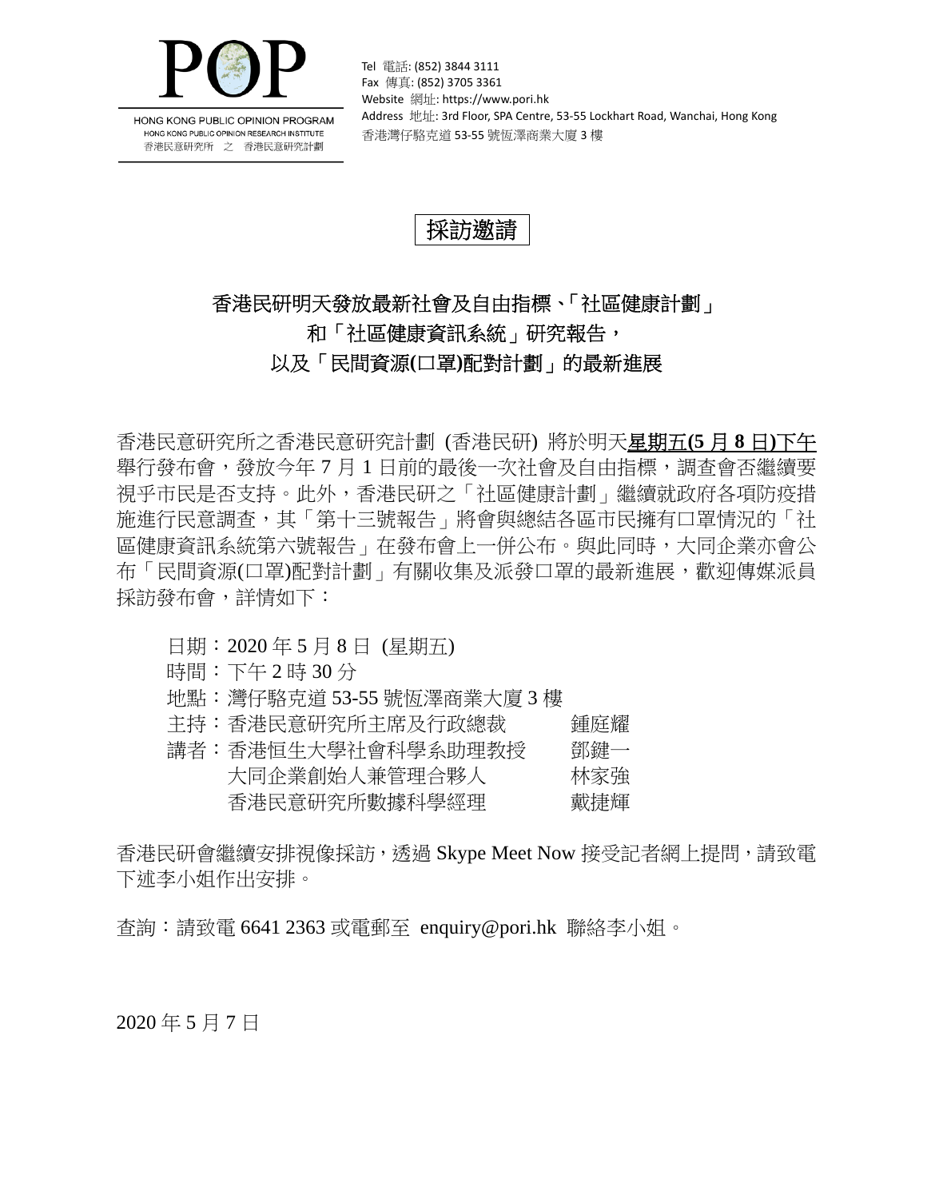HONG KONG PUBLIC OPINION PROGRAM
HONG KONG PUBLIC OPINION RESEARCH INSTITUTE
香港民意研究所 之 香港民意研究計劃

Tel 電話: (852) 3844 3111
Fax 傳真: (852) 3705 3361
Website 網址: https://www.pori.hk
Address 地址: 3rd Floor, SPA Centre, 53-55 Lockhart Road, Wanchai, Hong Kong
香港灣仔駱克道 53-55 號恆澤商業大廈 3 樓

# 採訪邀請

## 香港民研明天發放最新社會及自由指標、「社區健康計劃」和「社區健康資訊系統」研究報告，以及「民間資源(口罩)配對計劃」的最新進展

香港民意研究所之香港民意研究計劃 (香港民研) 將於明天**星期五(5 月 8 日)下午**舉行發布會，發放今年 7 月 1 日前的最後一次社會及自由指標，調查會否繼續要視乎市民是否支持。此外，香港民研之「社區健康計劃」繼續就政府各項防疫措施進行民意調查，其「第十三號報告」將會與總結各區市民擁有口罩情況的「社區健康資訊系統第六號報告」在發布會上一併公布。與此同時，大同企業亦會公布「民間資源(口罩)配對計劃」有關收集及派發口罩的最新進展，歡迎傳媒派員採訪發布會，詳情如下：

日期：2020 年 5 月 8 日 (星期五)
時間：下午 2 時 30 分
地點：灣仔駱克道 53-55 號恆澤商業大廈 3 樓
主持：香港民意研究所主席及行政總裁　鍾庭耀
講者：香港恒生大學社會科學系助理教授　鄧鍵一
　　　大同企業創始人兼管理合夥人　林家強
　　　香港民意研究所數據科學經理　戴捷輝

香港民研會繼續安排視像採訪，透過 Skype Meet Now 接受記者網上提問，請致電下述李小姐作出安排。

查詢：請致電 6641 2363 或電郵至 enquiry@pori.hk 聯絡李小姐。

2020 年 5 月 7 日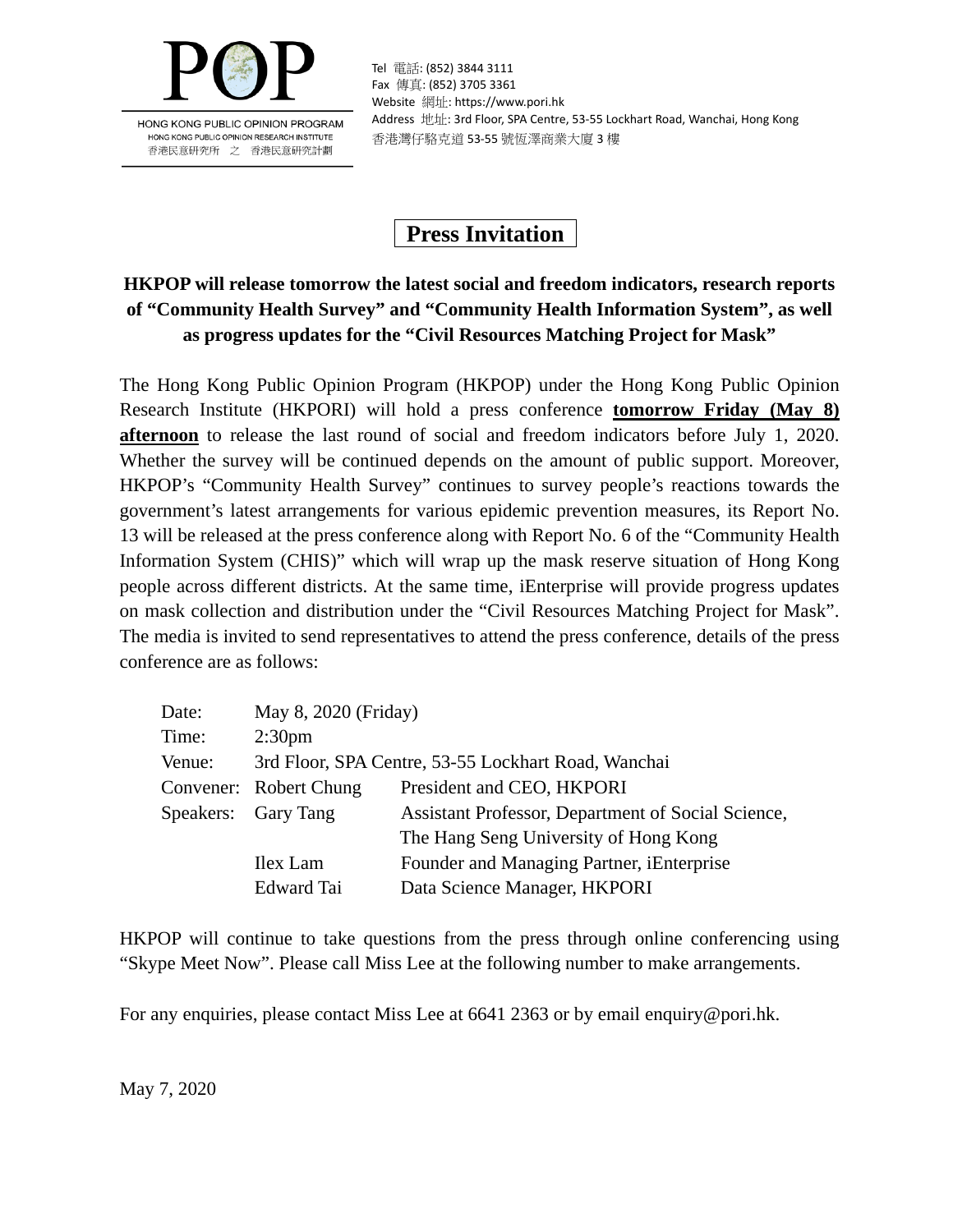POP

HONG KONG PUBLIC OPINION PROGRAM
HONG KONG PUBLIC OPINION RESEARCH INSTITUTE
香港民意研究所 之 香港民意研究計劃

Tel 電話: (852) 3844 3111
Fax 傳真: (852) 3705 3361
Website 網址: https://www.pori.hk
Address 地址: 3rd Floor, SPA Centre, 53-55 Lockhart Road, Wanchai, Hong Kong
香港灣仔駱克道 53-55 號恆澤商業大廈 3 樓

# Press Invitation

**HKPOP will release tomorrow the latest social and freedom indicators, research reports of "Community Health Survey" and "Community Health Information System", as well as progress updates for the "Civil Resources Matching Project for Mask"**

The Hong Kong Public Opinion Program (HKPOP) under the Hong Kong Public Opinion Research Institute (HKPORI) will hold a press conference **tomorrow Friday (May 8) afternoon** to release the last round of social and freedom indicators before July 1, 2020. Whether the survey will be continued depends on the amount of public support. Moreover, HKPOP's "Community Health Survey" continues to survey people's reactions towards the government's latest arrangements for various epidemic prevention measures, its Report No. 13 will be released at the press conference along with Report No. 6 of the "Community Health Information System (CHIS)" which will wrap up the mask reserve situation of Hong Kong people across different districts. At the same time, iEnterprise will provide progress updates on mask collection and distribution under the "Civil Resources Matching Project for Mask". The media is invited to send representatives to attend the press conference, details of the press conference are as follows:

| | | |
|---|---|---|
| Date: | May 8, 2020 (Friday) | |
| Time: | 2:30pm | |
| Venue: | 3rd Floor, SPA Centre, 53-55 Lockhart Road, Wanchai | |
| Convener: | Robert Chung | President and CEO, HKPORI |
| Speakers: | Gary Tang | Assistant Professor, Department of Social Science, The Hang Seng University of Hong Kong |
| | Ilex Lam | Founder and Managing Partner, iEnterprise |
| | Edward Tai | Data Science Manager, HKPORI |

HKPOP will continue to take questions from the press through online conferencing using "Skype Meet Now". Please call Miss Lee at the following number to make arrangements.

For any enquiries, please contact Miss Lee at 6641 2363 or by email enquiry@pori.hk.

May 7, 2020